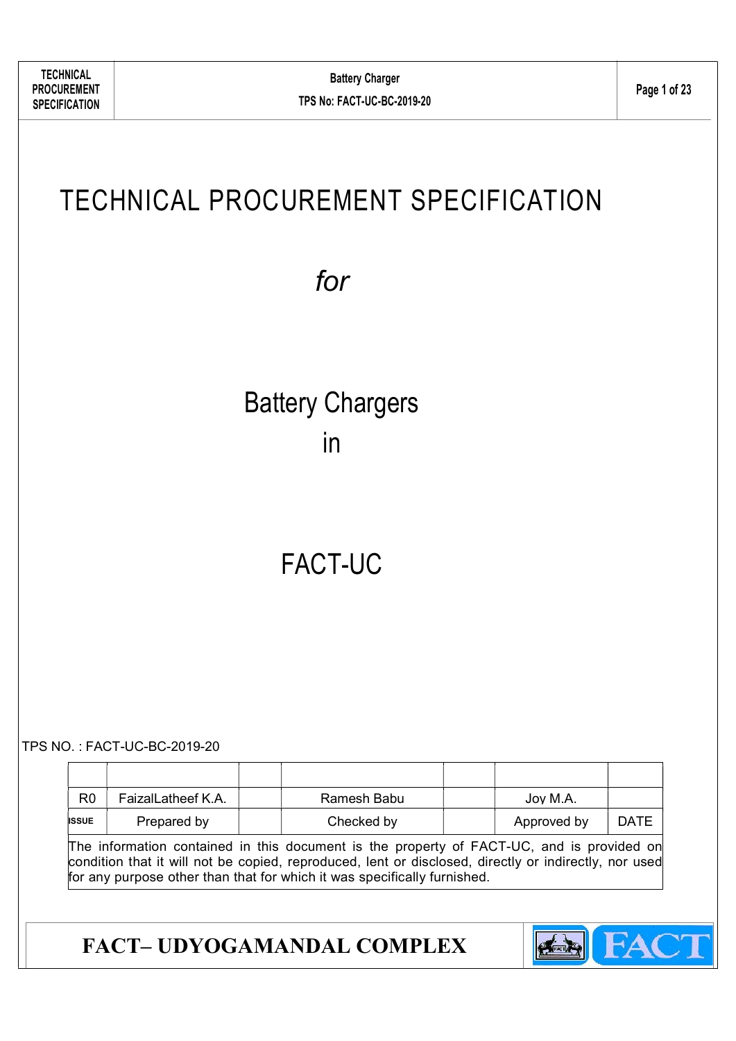# TECHNICAL PROCUREMENT SPECIFICATION

*for*

# Battery Chargers
# in

# FACT-UC

TPS NO. : FACT-UC-BC-2019-20

| | | | | | | |
|---|---|---|---|---|---|---|
| R0 | FaizalLatheef K.A. | | Ramesh Babu | | Joy M.A. | |
| ISSUE | Prepared by | | Checked by | | Approved by | DATE |

The information contained in this document is the property of FACT-UC, and is provided on condition that it will not be copied, reproduced, lent or disclosed, directly or indirectly, nor used for any purpose other than that for which it was specifically furnished.

**FACT– UDYOGAMANDAL COMPLEX**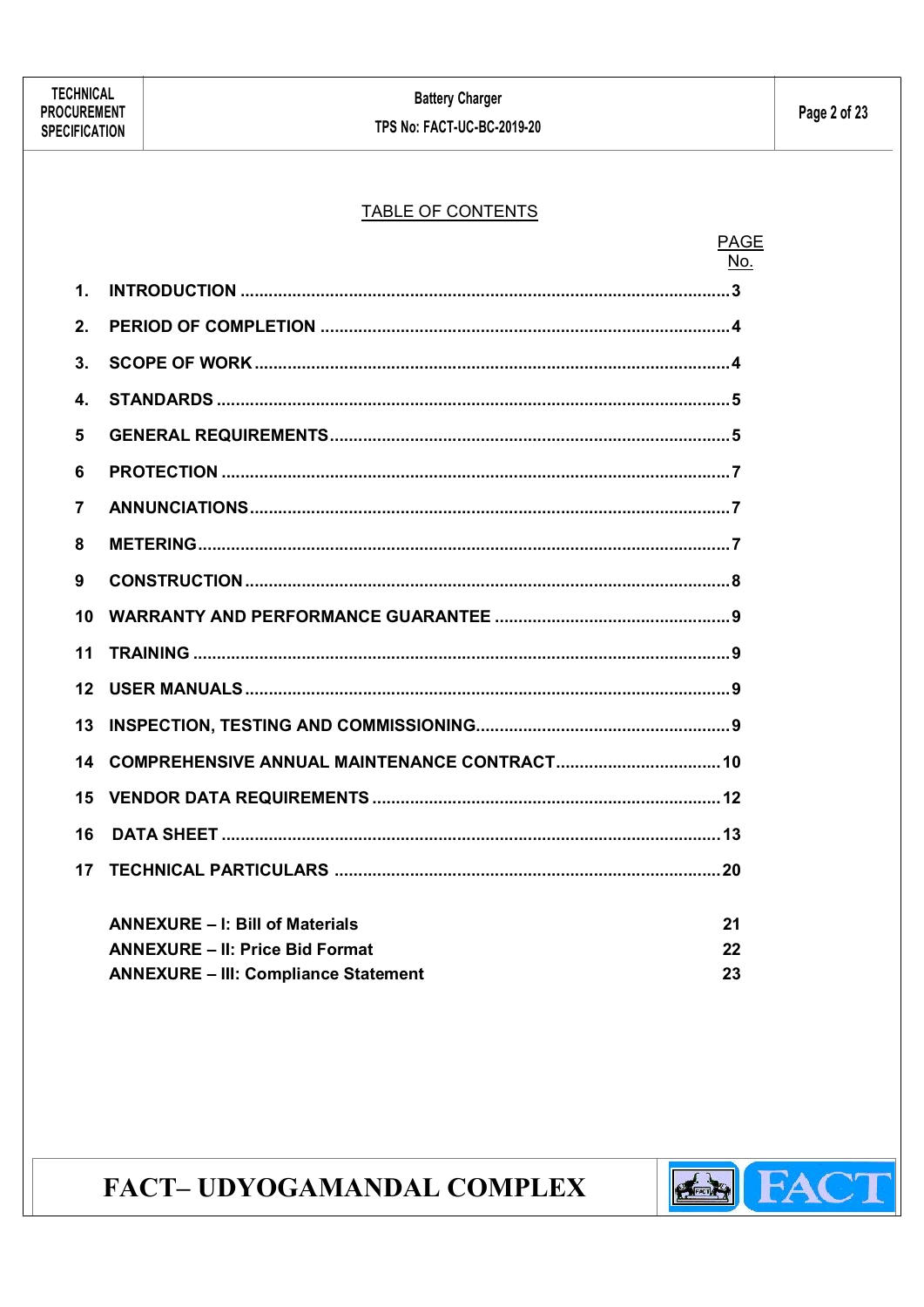## TABLE OF CONTENTS

| | | PAGE No. |
|---|---|---|
| 1. | INTRODUCTION | 3 |
| 2. | PERIOD OF COMPLETION | 4 |
| 3. | SCOPE OF WORK | 4 |
| 4. | STANDARDS | 5 |
| 5 | GENERAL REQUIREMENTS | 5 |
| 6 | PROTECTION | 7 |
| 7 | ANNUNCIATIONS | 7 |
| 8 | METERING | 7 |
| 9 | CONSTRUCTION | 8 |
| 10 | WARRANTY AND PERFORMANCE GUARANTEE | 9 |
| 11 | TRAINING | 9 |
| 12 | USER MANUALS | 9 |
| 13 | INSPECTION, TESTING AND COMMISSIONING | 9 |
| 14 | COMPREHENSIVE ANNUAL MAINTENANCE CONTRACT | 10 |
| 15 | VENDOR DATA REQUIREMENTS | 12 |
| 16 | DATA SHEET | 13 |
| 17 | TECHNICAL PARTICULARS | 20 |
| | ANNEXURE – I: Bill of Materials | 21 |
| | ANNEXURE – II: Price Bid Format | 22 |
| | ANNEXURE – III: Compliance Statement | 23 |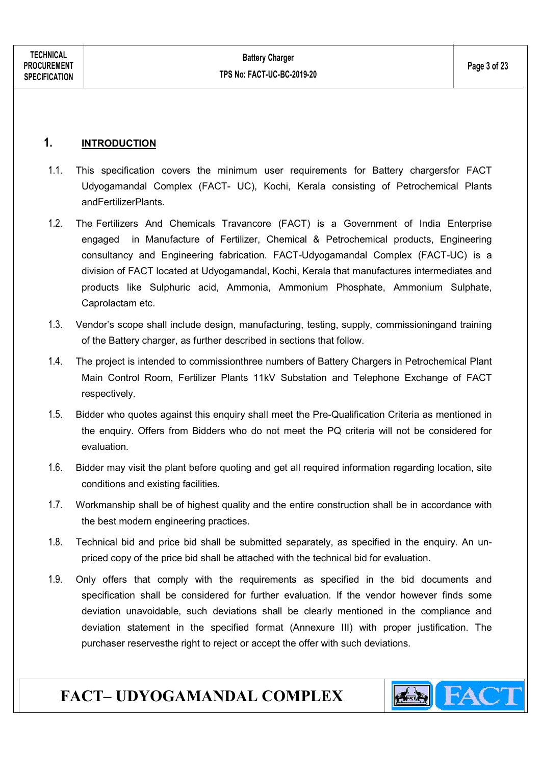## 1. INTRODUCTION

1.1. This specification covers the minimum user requirements for Battery chargersfor FACT Udyogamandal Complex (FACT- UC), Kochi, Kerala consisting of Petrochemical Plants andFertilizerPlants.

1.2. The Fertilizers And Chemicals Travancore (FACT) is a Government of India Enterprise engaged in Manufacture of Fertilizer, Chemical & Petrochemical products, Engineering consultancy and Engineering fabrication. FACT-Udyogamandal Complex (FACT-UC) is a division of FACT located at Udyogamandal, Kochi, Kerala that manufactures intermediates and products like Sulphuric acid, Ammonia, Ammonium Phosphate, Ammonium Sulphate, Caprolactam etc.

1.3. Vendor's scope shall include design, manufacturing, testing, supply, commissioningand training of the Battery charger, as further described in sections that follow.

1.4. The project is intended to commissionthree numbers of Battery Chargers in Petrochemical Plant Main Control Room, Fertilizer Plants 11kV Substation and Telephone Exchange of FACT respectively.

1.5. Bidder who quotes against this enquiry shall meet the Pre-Qualification Criteria as mentioned in the enquiry. Offers from Bidders who do not meet the PQ criteria will not be considered for evaluation.

1.6. Bidder may visit the plant before quoting and get all required information regarding location, site conditions and existing facilities.

1.7. Workmanship shall be of highest quality and the entire construction shall be in accordance with the best modern engineering practices.

1.8. Technical bid and price bid shall be submitted separately, as specified in the enquiry. An un-priced copy of the price bid shall be attached with the technical bid for evaluation.

1.9. Only offers that comply with the requirements as specified in the bid documents and specification shall be considered for further evaluation. If the vendor however finds some deviation unavoidable, such deviations shall be clearly mentioned in the compliance and deviation statement in the specified format (Annexure III) with proper justification. The purchaser reservesthe right to reject or accept the offer with such deviations.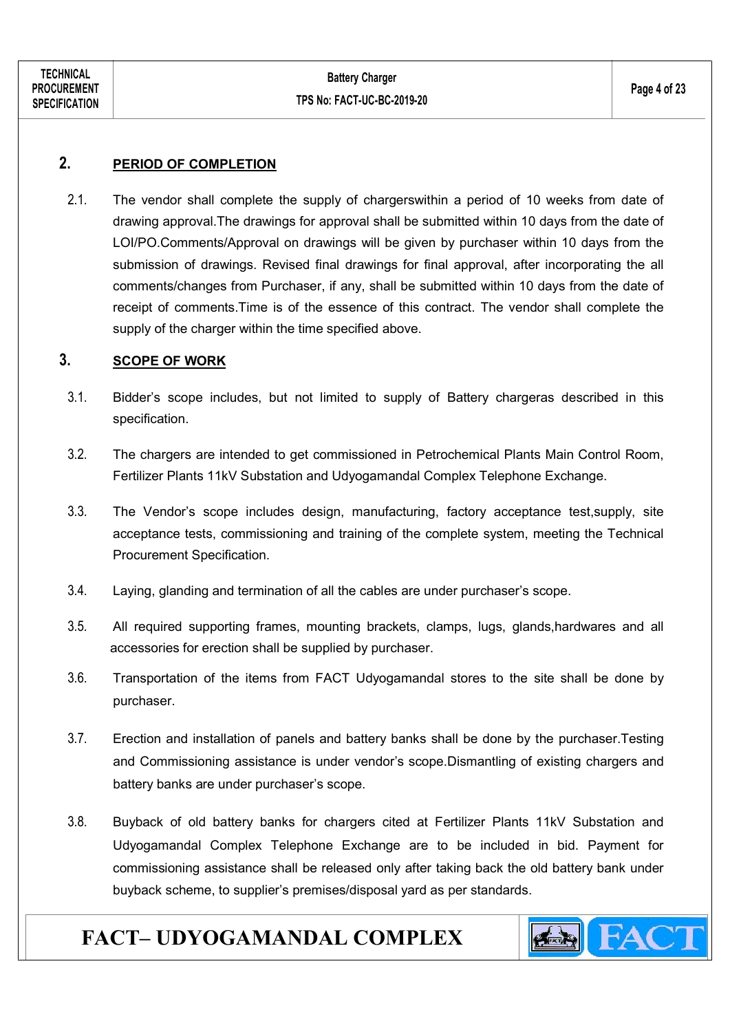## 2. PERIOD OF COMPLETION

2.1. The vendor shall complete the supply of chargerswithin a period of 10 weeks from date of drawing approval.The drawings for approval shall be submitted within 10 days from the date of LOI/PO.Comments/Approval on drawings will be given by purchaser within 10 days from the submission of drawings. Revised final drawings for final approval, after incorporating the all comments/changes from Purchaser, if any, shall be submitted within 10 days from the date of receipt of comments.Time is of the essence of this contract. The vendor shall complete the supply of the charger within the time specified above.

## 3. SCOPE OF WORK

3.1. Bidder's scope includes, but not limited to supply of Battery chargeras described in this specification.

3.2. The chargers are intended to get commissioned in Petrochemical Plants Main Control Room, Fertilizer Plants 11kV Substation and Udyogamandal Complex Telephone Exchange.

3.3. The Vendor's scope includes design, manufacturing, factory acceptance test,supply, site acceptance tests, commissioning and training of the complete system, meeting the Technical Procurement Specification.

3.4. Laying, glanding and termination of all the cables are under purchaser's scope.

3.5. All required supporting frames, mounting brackets, clamps, lugs, glands,hardwares and all accessories for erection shall be supplied by purchaser.

3.6. Transportation of the items from FACT Udyogamandal stores to the site shall be done by purchaser.

3.7. Erection and installation of panels and battery banks shall be done by the purchaser.Testing and Commissioning assistance is under vendor's scope.Dismantling of existing chargers and battery banks are under purchaser's scope.

3.8. Buyback of old battery banks for chargers cited at Fertilizer Plants 11kV Substation and Udyogamandal Complex Telephone Exchange are to be included in bid. Payment for commissioning assistance shall be released only after taking back the old battery bank under buyback scheme, to supplier's premises/disposal yard as per standards.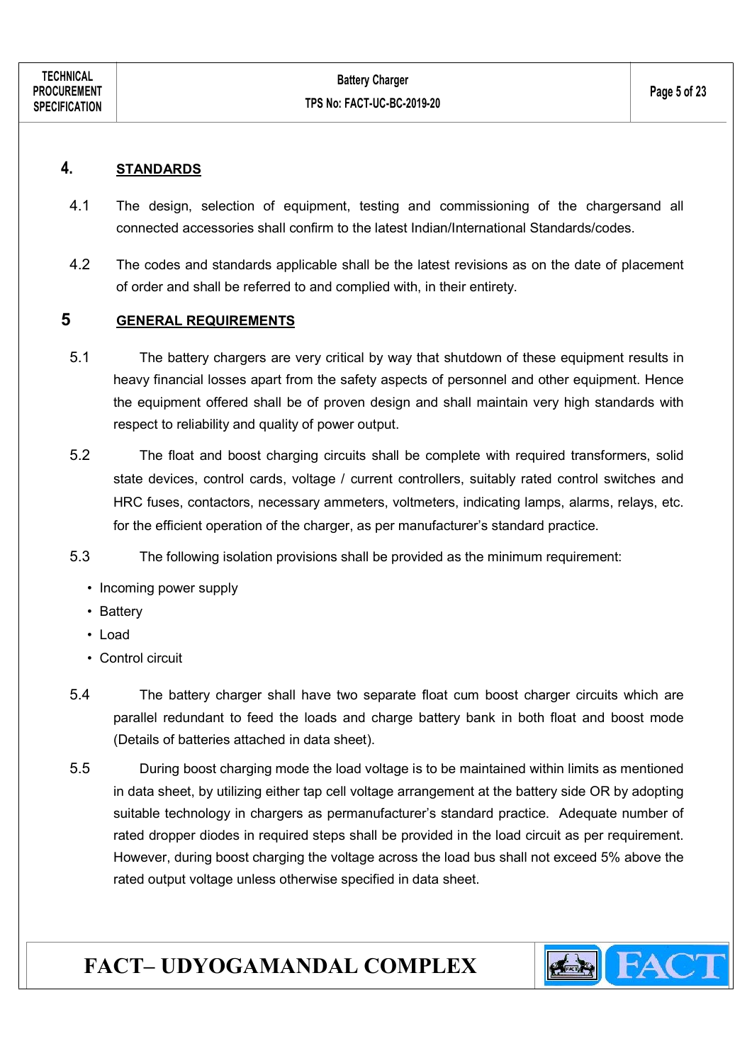## 4. STANDARDS

4.1 The design, selection of equipment, testing and commissioning of the chargersand all connected accessories shall confirm to the latest Indian/International Standards/codes.

4.2 The codes and standards applicable shall be the latest revisions as on the date of placement of order and shall be referred to and complied with, in their entirety.

## 5 GENERAL REQUIREMENTS

5.1 The battery chargers are very critical by way that shutdown of these equipment results in heavy financial losses apart from the safety aspects of personnel and other equipment. Hence the equipment offered shall be of proven design and shall maintain very high standards with respect to reliability and quality of power output.

5.2 The float and boost charging circuits shall be complete with required transformers, solid state devices, control cards, voltage / current controllers, suitably rated control switches and HRC fuses, contactors, necessary ammeters, voltmeters, indicating lamps, alarms, relays, etc. for the efficient operation of the charger, as per manufacturer's standard practice.

5.3 The following isolation provisions shall be provided as the minimum requirement:

- Incoming power supply
- Battery
- Load
- Control circuit

5.4 The battery charger shall have two separate float cum boost charger circuits which are parallel redundant to feed the loads and charge battery bank in both float and boost mode (Details of batteries attached in data sheet).

5.5 During boost charging mode the load voltage is to be maintained within limits as mentioned in data sheet, by utilizing either tap cell voltage arrangement at the battery side OR by adopting suitable technology in chargers as permanufacturer's standard practice. Adequate number of rated dropper diodes in required steps shall be provided in the load circuit as per requirement. However, during boost charging the voltage across the load bus shall not exceed 5% above the rated output voltage unless otherwise specified in data sheet.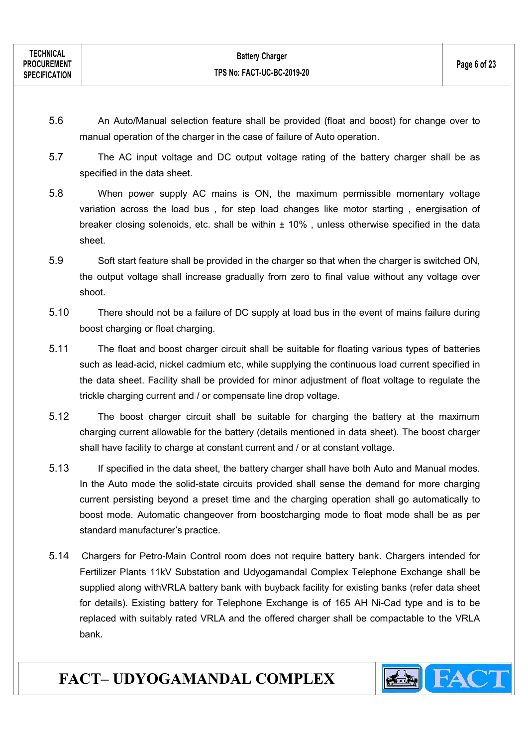5.6 An Auto/Manual selection feature shall be provided (float and boost) for change over to manual operation of the charger in the case of failure of Auto operation.

5.7 The AC input voltage and DC output voltage rating of the battery charger shall be as specified in the data sheet.

5.8 When power supply AC mains is ON, the maximum permissible momentary voltage variation across the load bus , for step load changes like motor starting , energisation of breaker closing solenoids, etc. shall be within ± 10% , unless otherwise specified in the data sheet.

5.9 Soft start feature shall be provided in the charger so that when the charger is switched ON, the output voltage shall increase gradually from zero to final value without any voltage over shoot.

5.10 There should not be a failure of DC supply at load bus in the event of mains failure during boost charging or float charging.

5.11 The float and boost charger circuit shall be suitable for floating various types of batteries such as lead-acid, nickel cadmium etc, while supplying the continuous load current specified in the data sheet. Facility shall be provided for minor adjustment of float voltage to regulate the trickle charging current and / or compensate line drop voltage.

5.12 The boost charger circuit shall be suitable for charging the battery at the maximum charging current allowable for the battery (details mentioned in data sheet). The boost charger shall have facility to charge at constant current and / or at constant voltage.

5.13 If specified in the data sheet, the battery charger shall have both Auto and Manual modes. In the Auto mode the solid-state circuits provided shall sense the demand for more charging current persisting beyond a preset time and the charging operation shall go automatically to boost mode. Automatic changeover from boostcharging mode to float mode shall be as per standard manufacturer's practice.

5.14 Chargers for Petro-Main Control room does not require battery bank. Chargers intended for Fertilizer Plants 11kV Substation and Udyogamandal Complex Telephone Exchange shall be supplied along withVRLA battery bank with buyback facility for existing banks (refer data sheet for details). Existing battery for Telephone Exchange is of 165 AH Ni-Cad type and is to be replaced with suitably rated VRLA and the offered charger shall be compactable to the VRLA bank.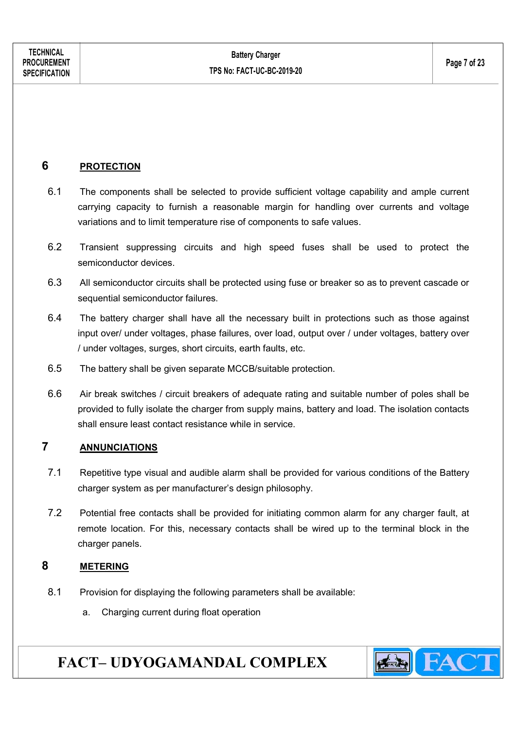## 6 PROTECTION

6.1 The components shall be selected to provide sufficient voltage capability and ample current carrying capacity to furnish a reasonable margin for handling over currents and voltage variations and to limit temperature rise of components to safe values.

6.2 Transient suppressing circuits and high speed fuses shall be used to protect the semiconductor devices.

6.3 All semiconductor circuits shall be protected using fuse or breaker so as to prevent cascade or sequential semiconductor failures.

6.4 The battery charger shall have all the necessary built in protections such as those against input over/ under voltages, phase failures, over load, output over / under voltages, battery over / under voltages, surges, short circuits, earth faults, etc.

6.5 The battery shall be given separate MCCB/suitable protection.

6.6 Air break switches / circuit breakers of adequate rating and suitable number of poles shall be provided to fully isolate the charger from supply mains, battery and load. The isolation contacts shall ensure least contact resistance while in service.

## 7 ANNUNCIATIONS

7.1 Repetitive type visual and audible alarm shall be provided for various conditions of the Battery charger system as per manufacturer's design philosophy.

7.2 Potential free contacts shall be provided for initiating common alarm for any charger fault, at remote location. For this, necessary contacts shall be wired up to the terminal block in the charger panels.

## 8 METERING

8.1 Provision for displaying the following parameters shall be available:

a. Charging current during float operation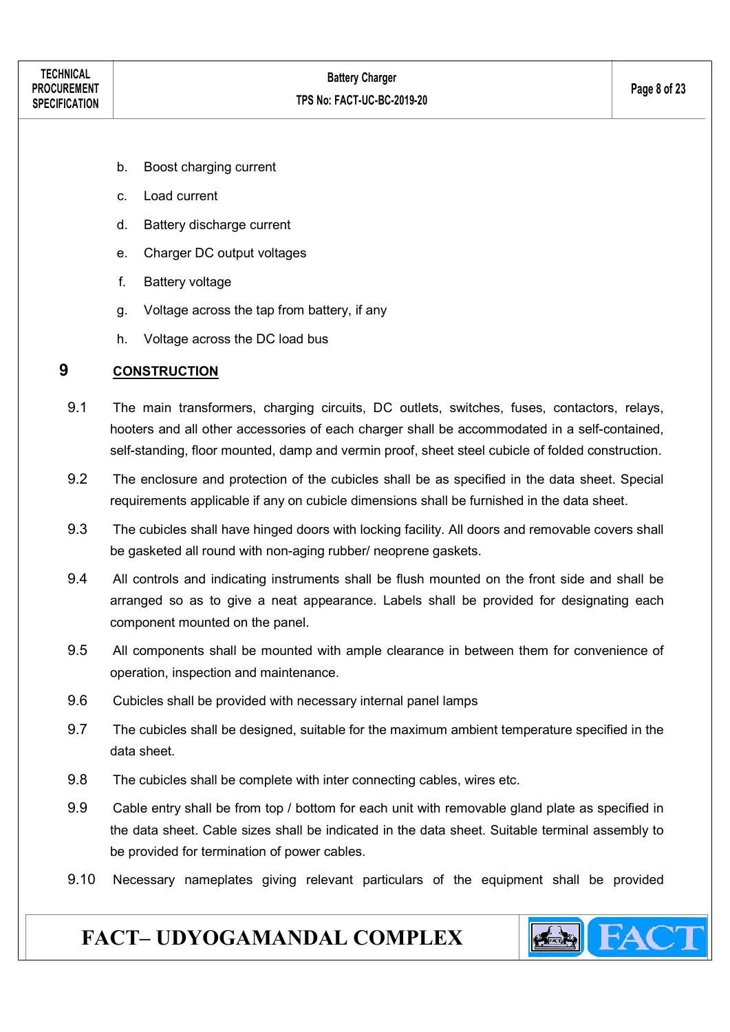b. Boost charging current

c. Load current

d. Battery discharge current

e. Charger DC output voltages

f. Battery voltage

g. Voltage across the tap from battery, if any

h. Voltage across the DC load bus

## 9 CONSTRUCTION

9.1 The main transformers, charging circuits, DC outlets, switches, fuses, contactors, relays, hooters and all other accessories of each charger shall be accommodated in a self-contained, self-standing, floor mounted, damp and vermin proof, sheet steel cubicle of folded construction.

9.2 The enclosure and protection of the cubicles shall be as specified in the data sheet. Special requirements applicable if any on cubicle dimensions shall be furnished in the data sheet.

9.3 The cubicles shall have hinged doors with locking facility. All doors and removable covers shall be gasketed all round with non-aging rubber/ neoprene gaskets.

9.4 All controls and indicating instruments shall be flush mounted on the front side and shall be arranged so as to give a neat appearance. Labels shall be provided for designating each component mounted on the panel.

9.5 All components shall be mounted with ample clearance in between them for convenience of operation, inspection and maintenance.

9.6 Cubicles shall be provided with necessary internal panel lamps

9.7 The cubicles shall be designed, suitable for the maximum ambient temperature specified in the data sheet.

9.8 The cubicles shall be complete with inter connecting cables, wires etc.

9.9 Cable entry shall be from top / bottom for each unit with removable gland plate as specified in the data sheet. Cable sizes shall be indicated in the data sheet. Suitable terminal assembly to be provided for termination of power cables.

9.10 Necessary nameplates giving relevant particulars of the equipment shall be provided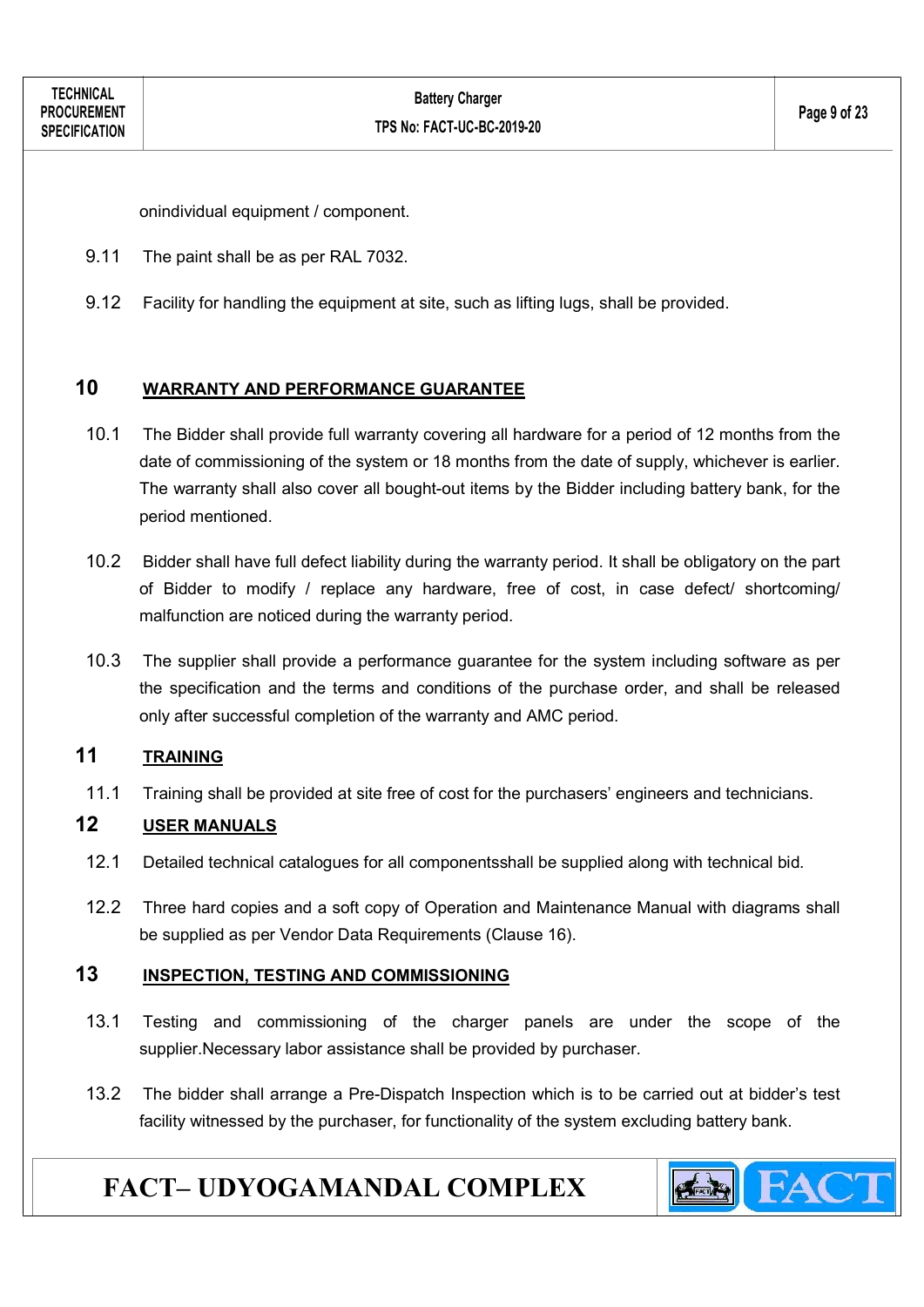onindividual equipment / component.

9.11 The paint shall be as per RAL 7032.

9.12 Facility for handling the equipment at site, such as lifting lugs, shall be provided.

## 10 WARRANTY AND PERFORMANCE GUARANTEE

10.1 The Bidder shall provide full warranty covering all hardware for a period of 12 months from the date of commissioning of the system or 18 months from the date of supply, whichever is earlier. The warranty shall also cover all bought-out items by the Bidder including battery bank, for the period mentioned.

10.2 Bidder shall have full defect liability during the warranty period. It shall be obligatory on the part of Bidder to modify / replace any hardware, free of cost, in case defect/ shortcoming/ malfunction are noticed during the warranty period.

10.3 The supplier shall provide a performance guarantee for the system including software as per the specification and the terms and conditions of the purchase order, and shall be released only after successful completion of the warranty and AMC period.

## 11 TRAINING

11.1 Training shall be provided at site free of cost for the purchasers' engineers and technicians.

## 12 USER MANUALS

12.1 Detailed technical catalogues for all componentsshall be supplied along with technical bid.

12.2 Three hard copies and a soft copy of Operation and Maintenance Manual with diagrams shall be supplied as per Vendor Data Requirements (Clause 16).

## 13 INSPECTION, TESTING AND COMMISSIONING

13.1 Testing and commissioning of the charger panels are under the scope of the supplier.Necessary labor assistance shall be provided by purchaser.

13.2 The bidder shall arrange a Pre-Dispatch Inspection which is to be carried out at bidder's test facility witnessed by the purchaser, for functionality of the system excluding battery bank.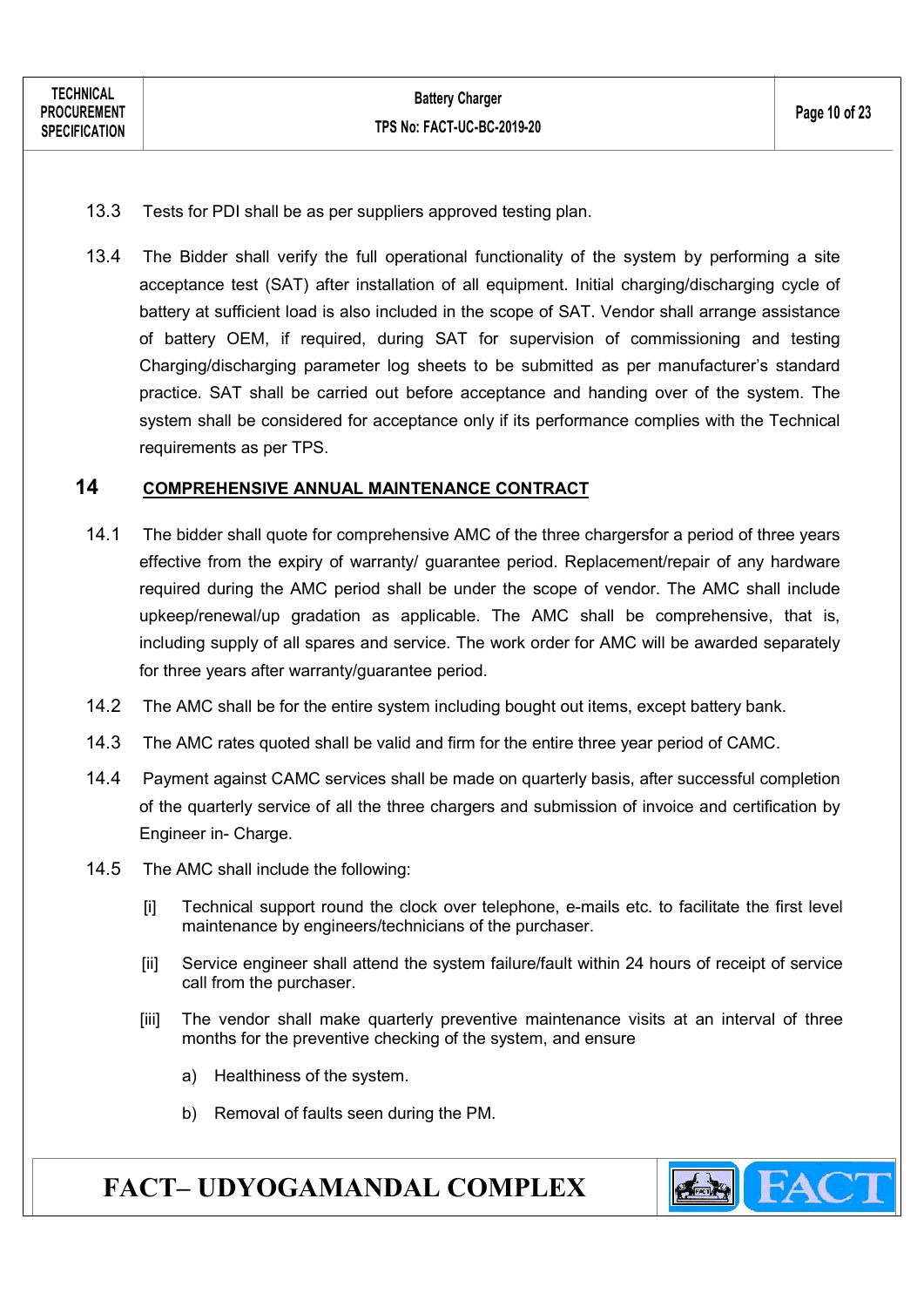13.3 Tests for PDI shall be as per suppliers approved testing plan.

13.4 The Bidder shall verify the full operational functionality of the system by performing a site acceptance test (SAT) after installation of all equipment. Initial charging/discharging cycle of battery at sufficient load is also included in the scope of SAT. Vendor shall arrange assistance of battery OEM, if required, during SAT for supervision of commissioning and testing Charging/discharging parameter log sheets to be submitted as per manufacturer's standard practice. SAT shall be carried out before acceptance and handing over of the system. The system shall be considered for acceptance only if its performance complies with the Technical requirements as per TPS.

## 14 COMPREHENSIVE ANNUAL MAINTENANCE CONTRACT

14.1 The bidder shall quote for comprehensive AMC of the three chargersfor a period of three years effective from the expiry of warranty/ guarantee period. Replacement/repair of any hardware required during the AMC period shall be under the scope of vendor. The AMC shall include upkeep/renewal/up gradation as applicable. The AMC shall be comprehensive, that is, including supply of all spares and service. The work order for AMC will be awarded separately for three years after warranty/guarantee period.

14.2 The AMC shall be for the entire system including bought out items, except battery bank.

14.3 The AMC rates quoted shall be valid and firm for the entire three year period of CAMC.

14.4 Payment against CAMC services shall be made on quarterly basis, after successful completion of the quarterly service of all the three chargers and submission of invoice and certification by Engineer in- Charge.

14.5 The AMC shall include the following:

[i] Technical support round the clock over telephone, e-mails etc. to facilitate the first level maintenance by engineers/technicians of the purchaser.

[ii] Service engineer shall attend the system failure/fault within 24 hours of receipt of service call from the purchaser.

[iii] The vendor shall make quarterly preventive maintenance visits at an interval of three months for the preventive checking of the system, and ensure

a) Healthiness of the system.

b) Removal of faults seen during the PM.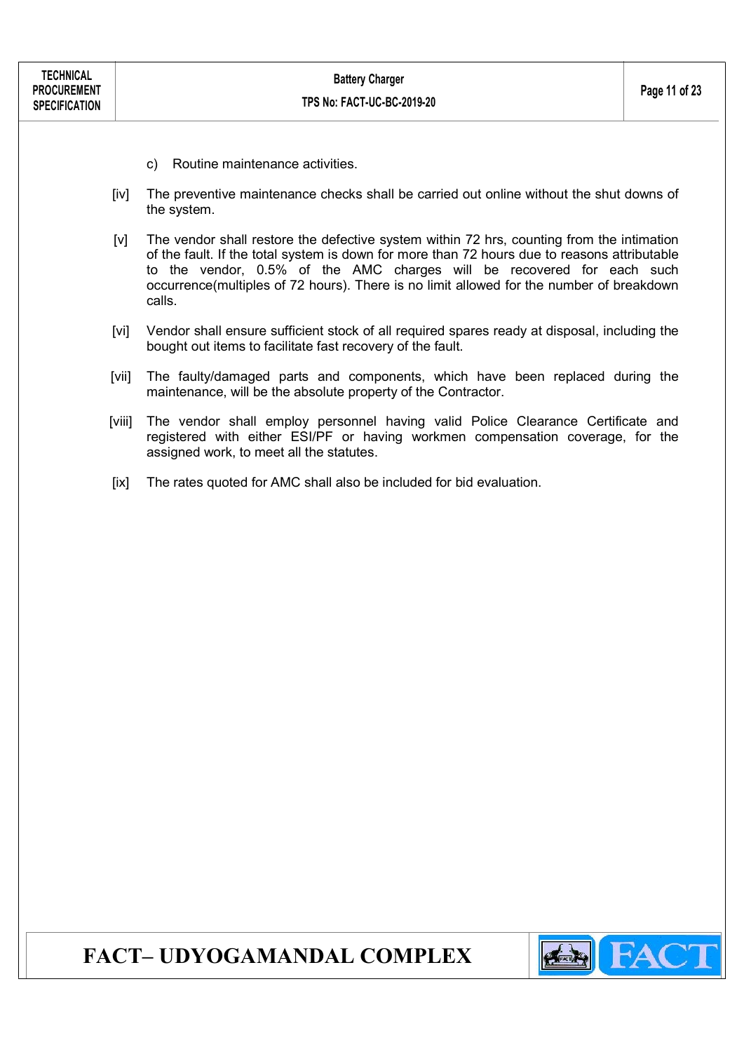c) Routine maintenance activities.

[iv] The preventive maintenance checks shall be carried out online without the shut downs of the system.

[v] The vendor shall restore the defective system within 72 hrs, counting from the intimation of the fault. If the total system is down for more than 72 hours due to reasons attributable to the vendor, 0.5% of the AMC charges will be recovered for each such occurrence(multiples of 72 hours). There is no limit allowed for the number of breakdown calls.

[vi] Vendor shall ensure sufficient stock of all required spares ready at disposal, including the bought out items to facilitate fast recovery of the fault.

[vii] The faulty/damaged parts and components, which have been replaced during the maintenance, will be the absolute property of the Contractor.

[viii] The vendor shall employ personnel having valid Police Clearance Certificate and registered with either ESI/PF or having workmen compensation coverage, for the assigned work, to meet all the statutes.

[ix] The rates quoted for AMC shall also be included for bid evaluation.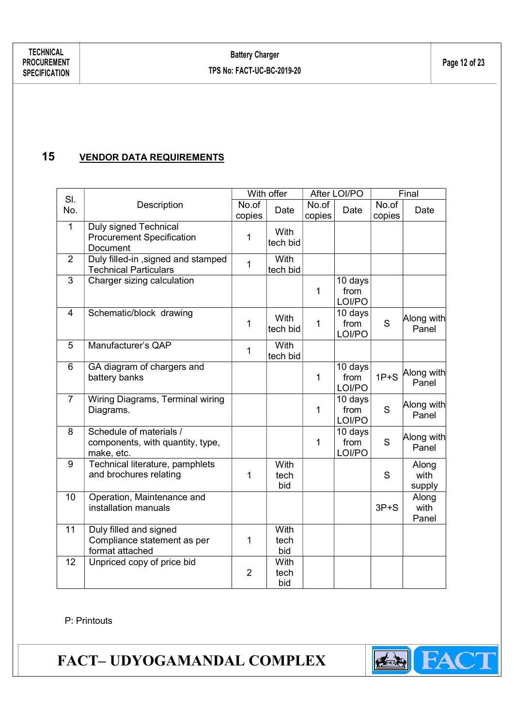## 15 VENDOR DATA REQUIREMENTS

| Sl. No. | Description | With offer | | After LOI/PO | | Final | |
|---|---|---|---|---|---|---|---|
| | | No.of copies | Date | No.of copies | Date | No.of copies | Date |
| 1 | Duly signed Technical Procurement Specification Document | 1 | With tech bid | | | | |
| 2 | Duly filled-in ,signed and stamped Technical Particulars | 1 | With tech bid | | | | |
| 3 | Charger sizing calculation | | | 1 | 10 days from LOI/PO | | |
| 4 | Schematic/block drawing | 1 | With tech bid | 1 | 10 days from LOI/PO | S | Along with Panel |
| 5 | Manufacturer's QAP | 1 | With tech bid | | | | |
| 6 | GA diagram of chargers and battery banks | | | 1 | 10 days from LOI/PO | 1P+S | Along with Panel |
| 7 | Wiring Diagrams, Terminal wiring Diagrams. | | | 1 | 10 days from LOI/PO | S | Along with Panel |
| 8 | Schedule of materials / components, with quantity, type, make, etc. | | | 1 | 10 days from LOI/PO | S | Along with Panel |
| 9 | Technical literature, pamphlets and brochures relating | 1 | With tech bid | | | S | Along with supply |
| 10 | Operation, Maintenance and installation manuals | | | | | 3P+S | Along with Panel |
| 11 | Duly filled and signed Compliance statement as per format attached | 1 | With tech bid | | | | |
| 12 | Unpriced copy of price bid | 2 | With tech bid | | | | |

P: Printouts

FACT– UDYOGAMANDAL COMPLEX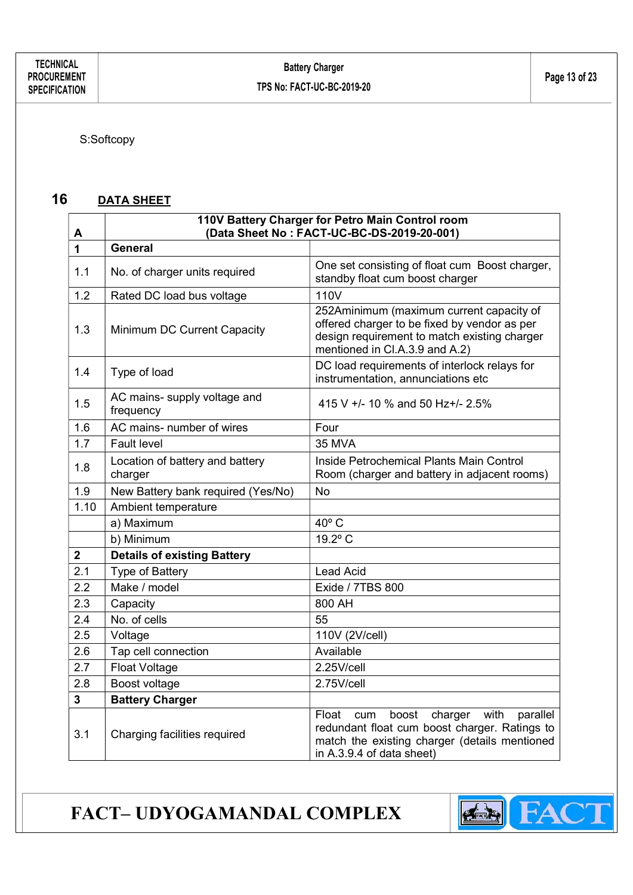S:Softcopy

## 16 DATA SHEET

| A | 110V Battery Charger for Petro Main Control room (Data Sheet No : FACT-UC-BC-DS-2019-20-001) | |
|---|---|---|
| **1** | **General** | |
| 1.1 | No. of charger units required | One set consisting of float cum Boost charger, standby float cum boost charger |
| 1.2 | Rated DC load bus voltage | 110V |
| 1.3 | Minimum DC Current Capacity | 252Aminimum (maximum current capacity of offered charger to be fixed by vendor as per design requirement to match existing charger mentioned in Cl.A.3.9 and A.2) |
| 1.4 | Type of load | DC load requirements of interlock relays for instrumentation, annunciations etc |
| 1.5 | AC mains- supply voltage and frequency | 415 V +/- 10 % and 50 Hz+/- 2.5% |
| 1.6 | AC mains- number of wires | Four |
| 1.7 | Fault level | 35 MVA |
| 1.8 | Location of battery and battery charger | Inside Petrochemical Plants Main Control Room (charger and battery in adjacent rooms) |
| 1.9 | New Battery bank required (Yes/No) | No |
| 1.10 | Ambient temperature | |
| | a) Maximum | 40º C |
| | b) Minimum | 19.2º C |
| **2** | **Details of existing Battery** | |
| 2.1 | Type of Battery | Lead Acid |
| 2.2 | Make / model | Exide / 7TBS 800 |
| 2.3 | Capacity | 800 AH |
| 2.4 | No. of cells | 55 |
| 2.5 | Voltage | 110V (2V/cell) |
| 2.6 | Tap cell connection | Available |
| 2.7 | Float Voltage | 2.25V/cell |
| 2.8 | Boost voltage | 2.75V/cell |
| **3** | **Battery Charger** | |
| 3.1 | Charging facilities required | Float cum boost charger with parallel redundant float cum boost charger. Ratings to match the existing charger (details mentioned in A.3.9.4 of data sheet) |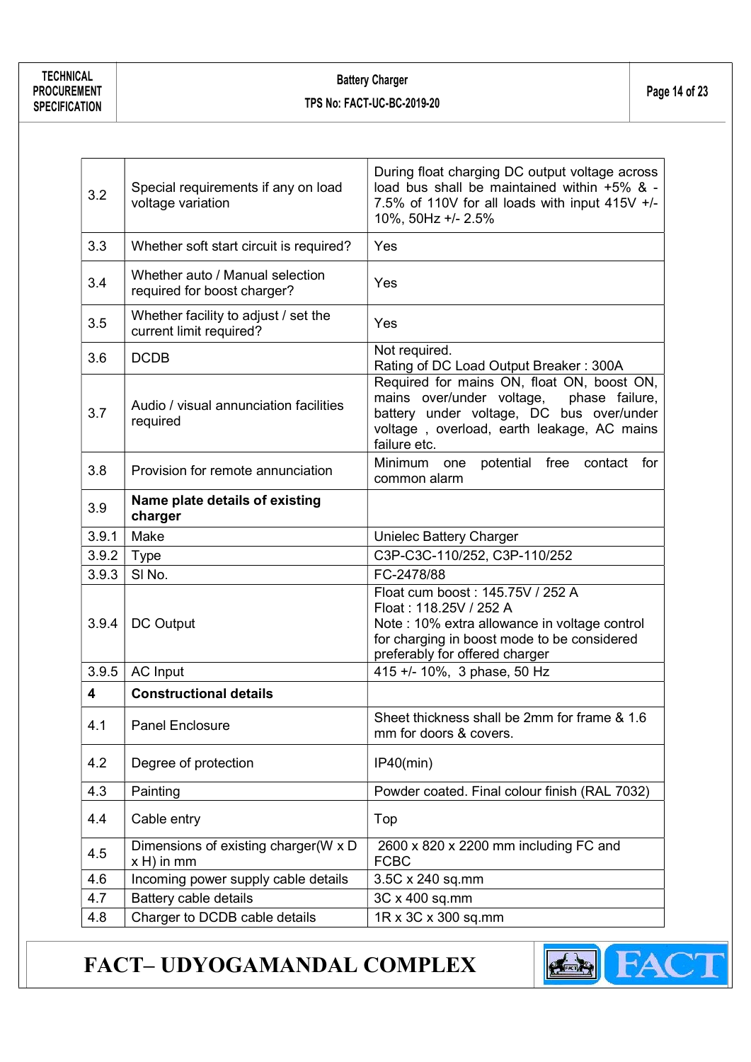| | | |
|---|---|---|
| 3.2 | Special requirements if any on load voltage variation | During float charging DC output voltage across load bus shall be maintained within +5% & -7.5% of 110V for all loads with input 415V +/-10%, 50Hz +/- 2.5% |
| 3.3 | Whether soft start circuit is required? | Yes |
| 3.4 | Whether auto / Manual selection required for boost charger? | Yes |
| 3.5 | Whether facility to adjust / set the current limit required? | Yes |
| 3.6 | DCDB | Not required.<br>Rating of DC Load Output Breaker : 300A |
| 3.7 | Audio / visual annunciation facilities required | Required for mains ON, float ON, boost ON, mains over/under voltage, phase failure, battery under voltage, DC bus over/under voltage , overload, earth leakage, AC mains failure etc. |
| 3.8 | Provision for remote annunciation | Minimum one potential free contact for common alarm |
| 3.9 | **Name plate details of existing charger** | |
| 3.9.1 | Make | Unielec Battery Charger |
| 3.9.2 | Type | C3P-C3C-110/252, C3P-110/252 |
| 3.9.3 | Sl No. | FC-2478/88 |
| 3.9.4 | DC Output | Float cum boost : 145.75V / 252 A<br>Float : 118.25V / 252 A<br>Note : 10% extra allowance in voltage control for charging in boost mode to be considered preferably for offered charger |
| 3.9.5 | AC Input | 415 +/- 10%, 3 phase, 50 Hz |
| **4** | **Constructional details** | |
| 4.1 | Panel Enclosure | Sheet thickness shall be 2mm for frame & 1.6 mm for doors & covers. |
| 4.2 | Degree of protection | IP40(min) |
| 4.3 | Painting | Powder coated. Final colour finish (RAL 7032) |
| 4.4 | Cable entry | Top |
| 4.5 | Dimensions of existing charger(W x D x H) in mm | 2600 x 820 x 2200 mm including FC and FCBC |
| 4.6 | Incoming power supply cable details | 3.5C x 240 sq.mm |
| 4.7 | Battery cable details | 3C x 400 sq.mm |
| 4.8 | Charger to DCDB cable details | 1R x 3C x 300 sq.mm |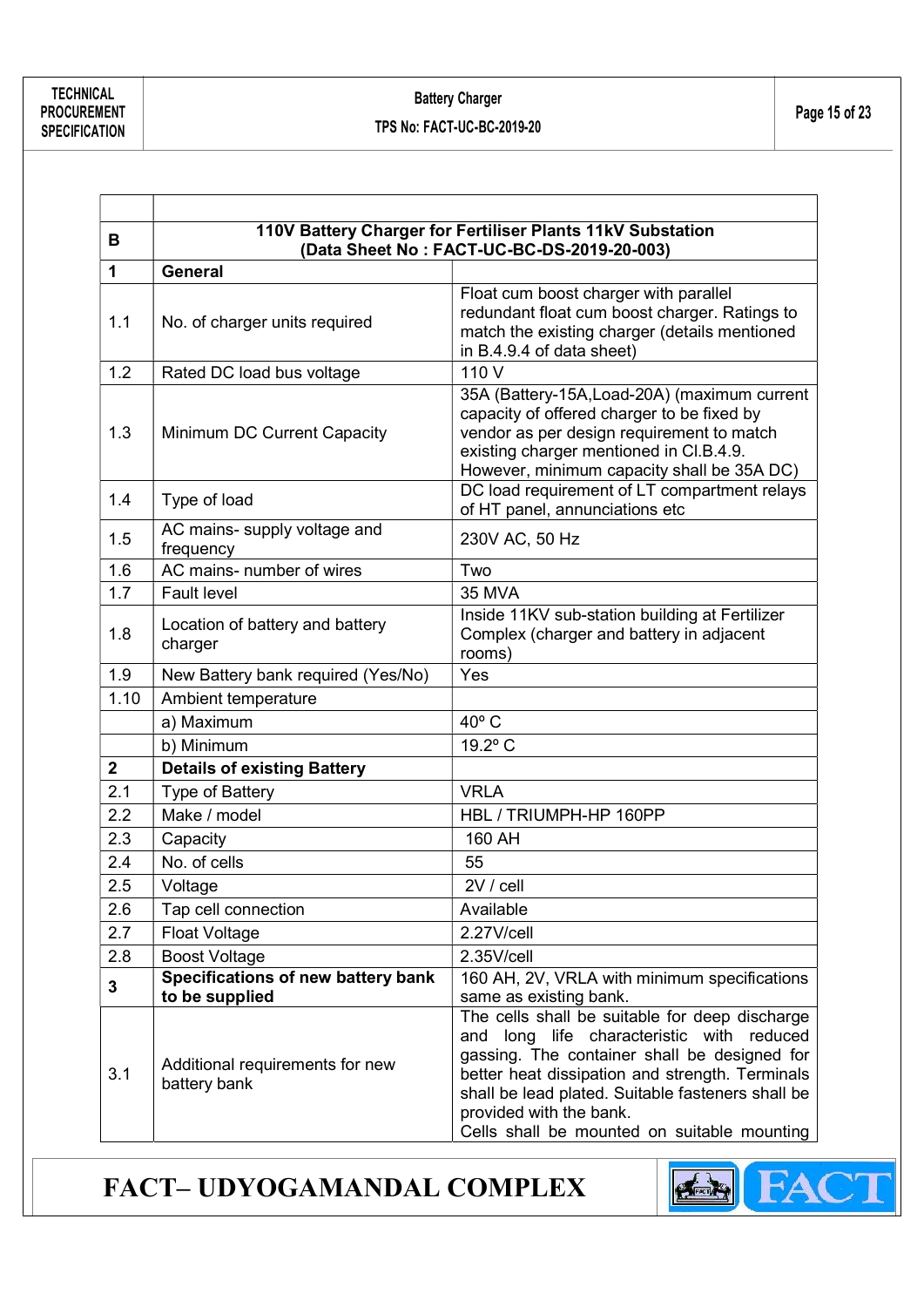| | | |
|---|---|---|
| **B** | **110V Battery Charger for Fertiliser Plants 11kV Substation (Data Sheet No : FACT-UC-BC-DS-2019-20-003)** | |
| **1** | **General** | |
| 1.1 | No. of charger units required | Float cum boost charger with parallel redundant float cum boost charger. Ratings to match the existing charger (details mentioned in B.4.9.4 of data sheet) |
| 1.2 | Rated DC load bus voltage | 110 V |
| 1.3 | Minimum DC Current Capacity | 35A (Battery-15A,Load-20A) (maximum current capacity of offered charger to be fixed by vendor as per design requirement to match existing charger mentioned in Cl.B.4.9. However, minimum capacity shall be 35A DC) |
| 1.4 | Type of load | DC load requirement of LT compartment relays of HT panel, annunciations etc |
| 1.5 | AC mains- supply voltage and frequency | 230V AC, 50 Hz |
| 1.6 | AC mains- number of wires | Two |
| 1.7 | Fault level | 35 MVA |
| 1.8 | Location of battery and battery charger | Inside 11KV sub-station building at Fertilizer Complex (charger and battery in adjacent rooms) |
| 1.9 | New Battery bank required (Yes/No) | Yes |
| 1.10 | Ambient temperature | |
| | a) Maximum | 40º C |
| | b) Minimum | 19.2º C |
| **2** | **Details of existing Battery** | |
| 2.1 | Type of Battery | VRLA |
| 2.2 | Make / model | HBL / TRIUMPH-HP 160PP |
| 2.3 | Capacity | 160 AH |
| 2.4 | No. of cells | 55 |
| 2.5 | Voltage | 2V / cell |
| 2.6 | Tap cell connection | Available |
| 2.7 | Float Voltage | 2.27V/cell |
| 2.8 | Boost Voltage | 2.35V/cell |
| **3** | **Specifications of new battery bank to be supplied** | 160 AH, 2V, VRLA with minimum specifications same as existing bank. |
| 3.1 | Additional requirements for new battery bank | The cells shall be suitable for deep discharge and long life characteristic with reduced gassing. The container shall be designed for better heat dissipation and strength. Terminals shall be lead plated. Suitable fasteners shall be provided with the bank. Cells shall be mounted on suitable mounting |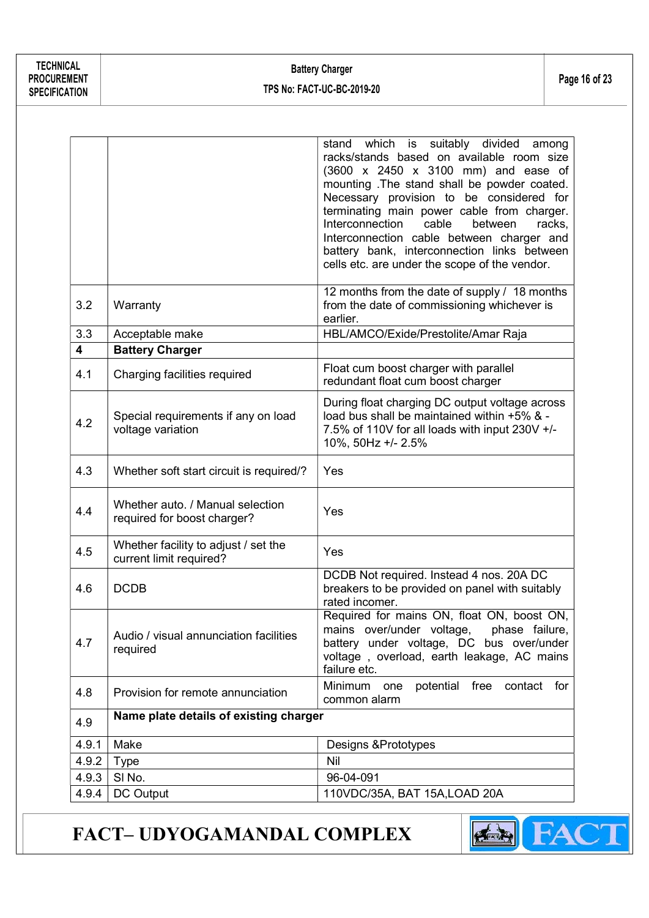| | | |
|---|---|---|
| | | stand which is suitably divided among racks/stands based on available room size (3600 x 2450 x 3100 mm) and ease of mounting .The stand shall be powder coated. Necessary provision to be considered for terminating main power cable from charger. Interconnection cable between racks, Interconnection cable between charger and battery bank, interconnection links between cells etc. are under the scope of the vendor. |
| 3.2 | Warranty | 12 months from the date of supply / 18 months from the date of commissioning whichever is earlier. |
| 3.3 | Acceptable make | HBL/AMCO/Exide/Prestolite/Amar Raja |
| **4** | **Battery Charger** | |
| 4.1 | Charging facilities required | Float cum boost charger with parallel redundant float cum boost charger |
| 4.2 | Special requirements if any on load voltage variation | During float charging DC output voltage across load bus shall be maintained within +5% & -7.5% of 110V for all loads with input 230V +/-10%, 50Hz +/- 2.5% |
| 4.3 | Whether soft start circuit is required/? | Yes |
| 4.4 | Whether auto. / Manual selection required for boost charger? | Yes |
| 4.5 | Whether facility to adjust / set the current limit required? | Yes |
| 4.6 | DCDB | DCDB Not required. Instead 4 nos. 20A DC breakers to be provided on panel with suitably rated incomer. |
| 4.7 | Audio / visual annunciation facilities required | Required for mains ON, float ON, boost ON, mains over/under voltage, phase failure, battery under voltage, DC bus over/under voltage , overload, earth leakage, AC mains failure etc. |
| 4.8 | Provision for remote annunciation | Minimum one potential free contact for common alarm |
| 4.9 | **Name plate details of existing charger** | |
| 4.9.1 | Make | Designs &Prototypes |
| 4.9.2 | Type | Nil |
| 4.9.3 | Sl No. | 96-04-091 |
| 4.9.4 | DC Output | 110VDC/35A, BAT 15A,LOAD 20A |

# FACT– UDYOGAMANDAL COMPLEX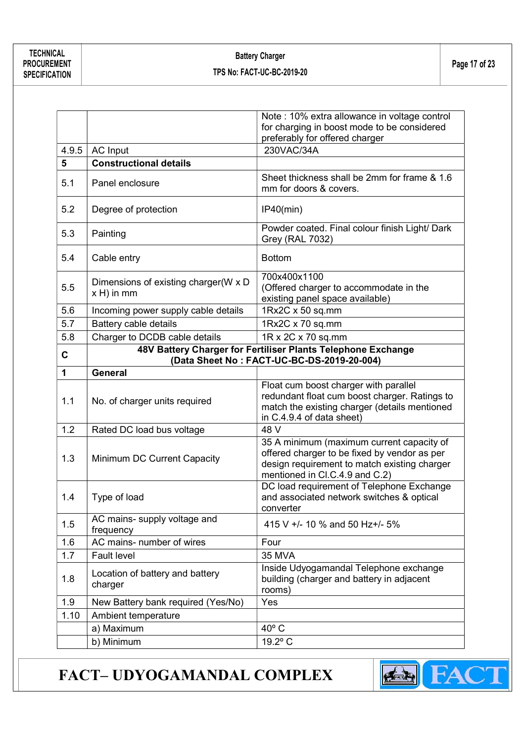|  |  | Note : 10% extra allowance in voltage control for charging in boost mode to be considered preferably for offered charger |
|---|---|---|
| 4.9.5 | AC Input | 230VAC/34A |
| **5** | **Constructional details** |  |
| 5.1 | Panel enclosure | Sheet thickness shall be 2mm for frame & 1.6 mm for doors & covers. |
| 5.2 | Degree of protection | IP40(min) |
| 5.3 | Painting | Powder coated. Final colour finish Light/ Dark Grey (RAL 7032) |
| 5.4 | Cable entry | Bottom |
| 5.5 | Dimensions of existing charger(W x D x H) in mm | 700x400x1100 (Offered charger to accommodate in the existing panel space available) |
| 5.6 | Incoming power supply cable details | 1Rx2C x 50 sq.mm |
| 5.7 | Battery cable details | 1Rx2C x 70 sq.mm |
| 5.8 | Charger to DCDB cable details | 1R x 2C x 70 sq.mm |
| **C** | **48V Battery Charger for Fertiliser Plants Telephone Exchange (Data Sheet No : FACT-UC-BC-DS-2019-20-004)** |  |
| **1** | **General** |  |
| 1.1 | No. of charger units required | Float cum boost charger with parallel redundant float cum boost charger. Ratings to match the existing charger (details mentioned in C.4.9.4 of data sheet) |
| 1.2 | Rated DC load bus voltage | 48 V |
| 1.3 | Minimum DC Current Capacity | 35 A minimum (maximum current capacity of offered charger to be fixed by vendor as per design requirement to match existing charger mentioned in Cl.C.4.9 and C.2) |
| 1.4 | Type of load | DC load requirement of Telephone Exchange and associated network switches & optical converter |
| 1.5 | AC mains- supply voltage and frequency | 415 V +/- 10 % and 50 Hz+/- 5% |
| 1.6 | AC mains- number of wires | Four |
| 1.7 | Fault level | 35 MVA |
| 1.8 | Location of battery and battery charger | Inside Udyogamandal Telephone exchange building (charger and battery in adjacent rooms) |
| 1.9 | New Battery bank required (Yes/No) | Yes |
| 1.10 | Ambient temperature |  |
|  | a) Maximum | 40º C |
|  | b) Minimum | 19.2º C |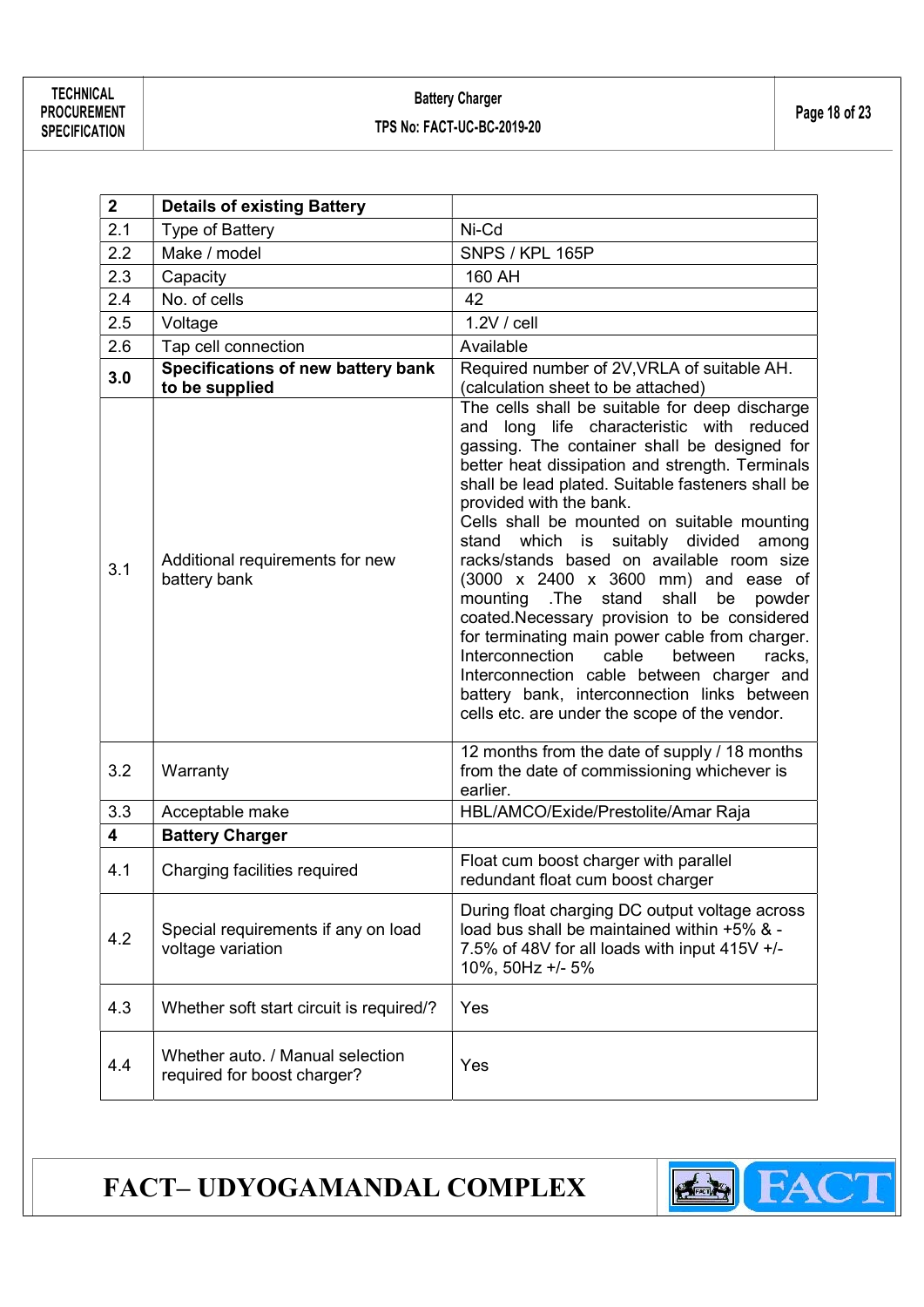| 2 | **Details of existing Battery** | |
|---|---|---|
| 2.1 | Type of Battery | Ni-Cd |
| 2.2 | Make / model | SNPS / KPL 165P |
| 2.3 | Capacity | 160 AH |
| 2.4 | No. of cells | 42 |
| 2.5 | Voltage | 1.2V / cell |
| 2.6 | Tap cell connection | Available |
| **3.0** | **Specifications of new battery bank to be supplied** | Required number of 2V,VRLA of suitable AH. (calculation sheet to be attached) |
| 3.1 | Additional requirements for new battery bank | The cells shall be suitable for deep discharge and long life characteristic with reduced gassing. The container shall be designed for better heat dissipation and strength. Terminals shall be lead plated. Suitable fasteners shall be provided with the bank. Cells shall be mounted on suitable mounting stand which is suitably divided among racks/stands based on available room size (3000 x 2400 x 3600 mm) and ease of mounting .The stand shall be powder coated.Necessary provision to be considered for terminating main power cable from charger. Interconnection cable between racks, Interconnection cable between charger and battery bank, interconnection links between cells etc. are under the scope of the vendor. |
| 3.2 | Warranty | 12 months from the date of supply / 18 months from the date of commissioning whichever is earlier. |
| 3.3 | Acceptable make | HBL/AMCO/Exide/Prestolite/Amar Raja |
| **4** | **Battery Charger** | |
| 4.1 | Charging facilities required | Float cum boost charger with parallel redundant float cum boost charger |
| 4.2 | Special requirements if any on load voltage variation | During float charging DC output voltage across load bus shall be maintained within +5% & -7.5% of 48V for all loads with input 415V +/- 10%, 50Hz +/- 5% |
| 4.3 | Whether soft start circuit is required/? | Yes |
| 4.4 | Whether auto. / Manual selection required for boost charger? | Yes |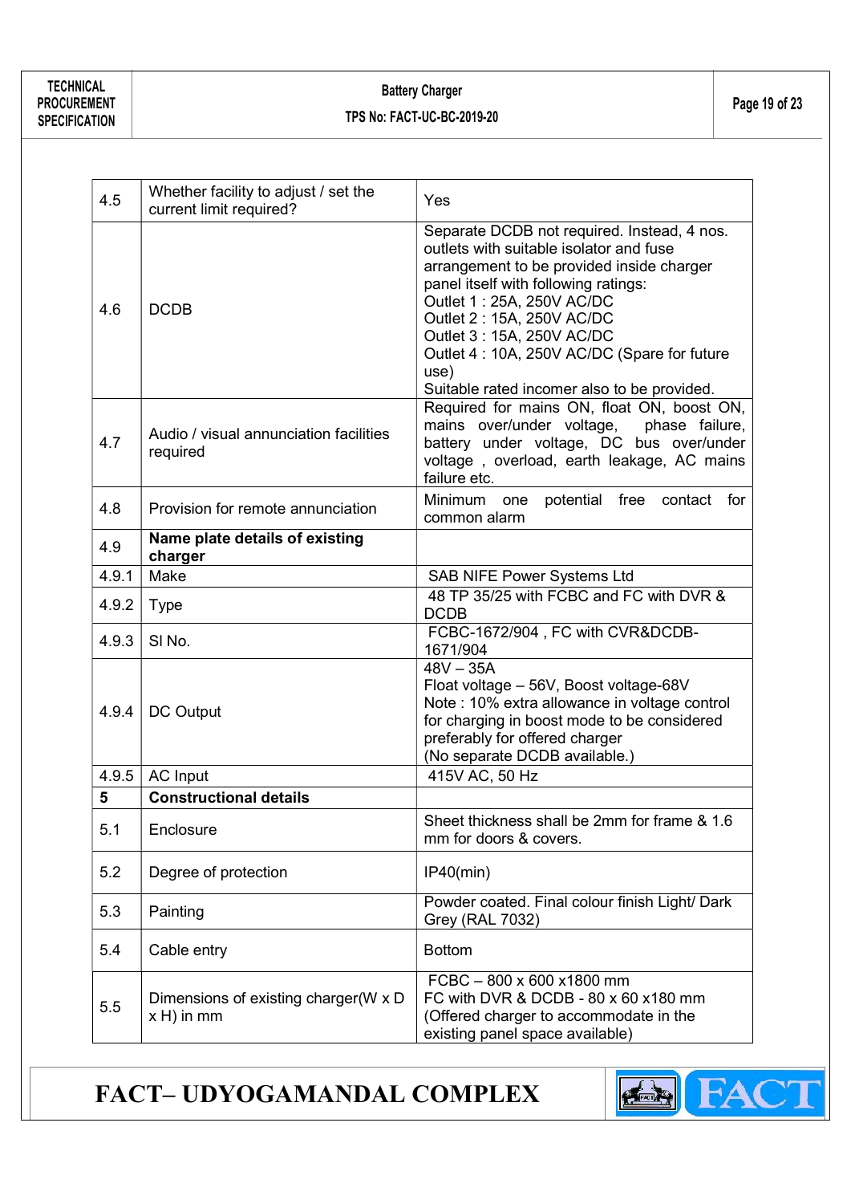| 4.5 | Whether facility to adjust / set the current limit required? | Yes |
|---|---|---|
| 4.6 | DCDB | Separate DCDB not required. Instead, 4 nos. outlets with suitable isolator and fuse arrangement to be provided inside charger panel itself with following ratings:<br>Outlet 1 : 25A, 250V AC/DC<br>Outlet 2 : 15A, 250V AC/DC<br>Outlet 3 : 15A, 250V AC/DC<br>Outlet 4 : 10A, 250V AC/DC (Spare for future use)<br>Suitable rated incomer also to be provided. |
| 4.7 | Audio / visual annunciation facilities required | Required for mains ON, float ON, boost ON, mains over/under voltage, phase failure, battery under voltage, DC bus over/under voltage , overload, earth leakage, AC mains failure etc. |
| 4.8 | Provision for remote annunciation | Minimum one potential free contact for common alarm |
| 4.9 | **Name plate details of existing charger** | |
| 4.9.1 | Make | SAB NIFE Power Systems Ltd |
| 4.9.2 | Type | 48 TP 35/25 with FCBC and FC with DVR & DCDB |
| 4.9.3 | Sl No. | FCBC-1672/904 , FC with CVR&DCDB-1671/904 |
| 4.9.4 | DC Output | 48V – 35A<br>Float voltage – 56V, Boost voltage-68V<br>Note : 10% extra allowance in voltage control for charging in boost mode to be considered preferably for offered charger<br>(No separate DCDB available.) |
| 4.9.5 | AC Input | 415V AC, 50 Hz |
| **5** | **Constructional details** | |
| 5.1 | Enclosure | Sheet thickness shall be 2mm for frame & 1.6 mm for doors & covers. |
| 5.2 | Degree of protection | IP40(min) |
| 5.3 | Painting | Powder coated. Final colour finish Light/ Dark Grey (RAL 7032) |
| 5.4 | Cable entry | Bottom |
| 5.5 | Dimensions of existing charger(W x D x H) in mm | FCBC – 800 x 600 x1800 mm<br>FC with DVR & DCDB - 80 x 60 x180 mm<br>(Offered charger to accommodate in the existing panel space available) |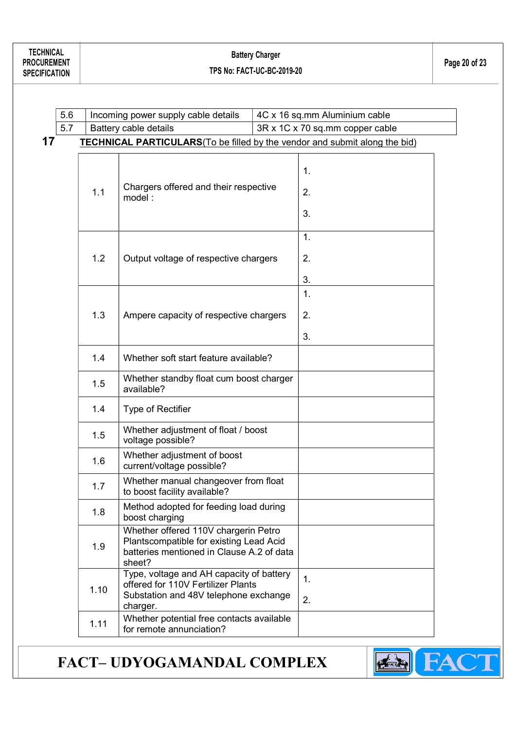| 5.6 | Incoming power supply cable details | 4C x 16 sq.mm Aluminium cable |
|---|---|---|
| 5.7 | Battery cable details | 3R x 1C x 70 sq.mm copper cable |

## 17 **TECHNICAL PARTICULARS**(To be filled by the vendor and submit along the bid)

| | | |
|---|---|---|
| 1.1 | Chargers offered and their respective model : | 1.<br>2.<br>3. |
| 1.2 | Output voltage of respective chargers | 1.<br>2.<br>3. |
| 1.3 | Ampere capacity of respective chargers | 1.<br>2.<br>3. |
| 1.4 | Whether soft start feature available? | |
| 1.5 | Whether standby float cum boost charger available? | |
| 1.4 | Type of Rectifier | |
| 1.5 | Whether adjustment of float / boost voltage possible? | |
| 1.6 | Whether adjustment of boost current/voltage possible? | |
| 1.7 | Whether manual changeover from float to boost facility available? | |
| 1.8 | Method adopted for feeding load during boost charging | |
| 1.9 | Whether offered 110V chargerin Petro Plantscompatible for existing Lead Acid batteries mentioned in Clause A.2 of data sheet? | |
| 1.10 | Type, voltage and AH capacity of battery offered for 110V Fertilizer Plants Substation and 48V telephone exchange charger. | 1.<br>2. |
| 1.11 | Whether potential free contacts available for remote annunciation? | |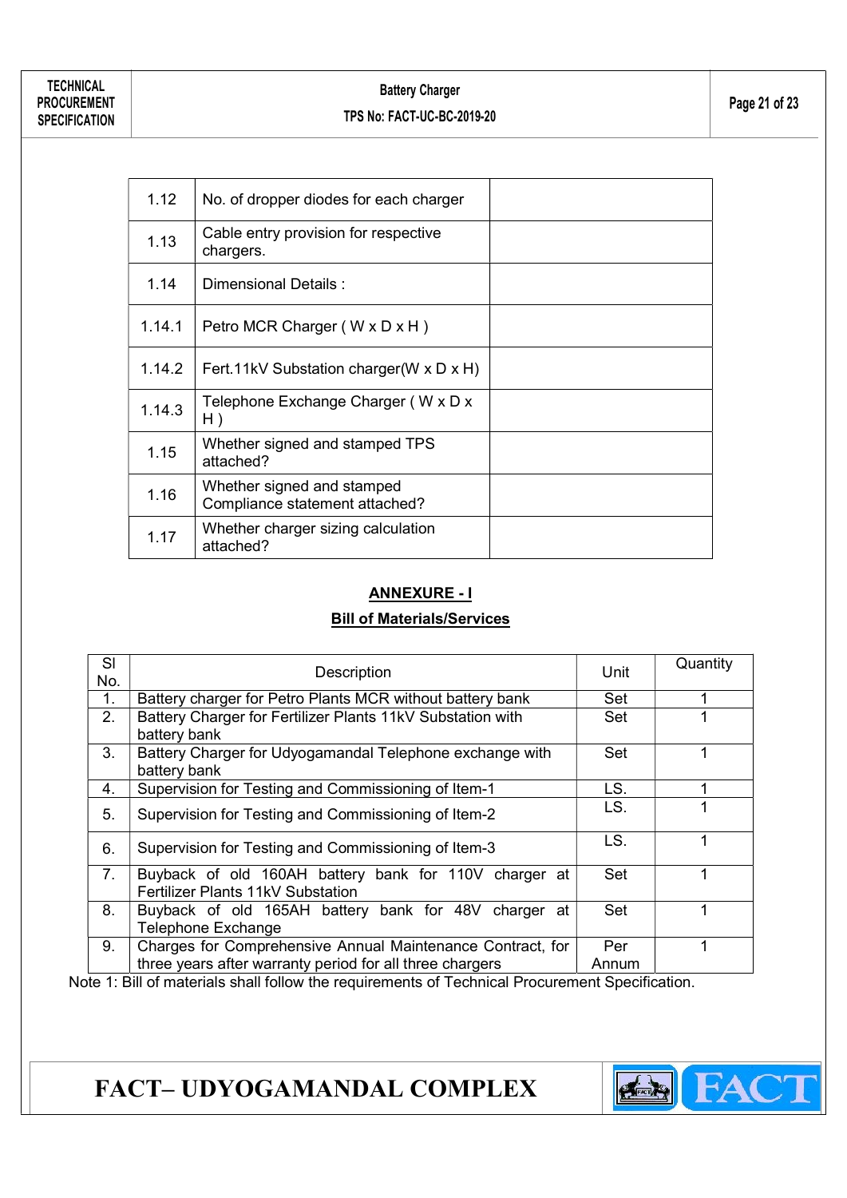| 1.12 | No. of dropper diodes for each charger | |
|---|---|---|
| 1.13 | Cable entry provision for respective chargers. | |
| 1.14 | Dimensional Details : | |
| 1.14.1 | Petro MCR Charger ( W x D x H ) | |
| 1.14.2 | Fert.11kV Substation charger(W x D x H) | |
| 1.14.3 | Telephone Exchange Charger ( W x D x H ) | |
| 1.15 | Whether signed and stamped TPS attached? | |
| 1.16 | Whether signed and stamped Compliance statement attached? | |
| 1.17 | Whether charger sizing calculation attached? | |

## ANNEXURE - I

### Bill of Materials/Services

| Sl No. | Description | Unit | Quantity |
|---|---|---|---|
| 1. | Battery charger for Petro Plants MCR without battery bank | Set | 1 |
| 2. | Battery Charger for Fertilizer Plants 11kV Substation with battery bank | Set | 1 |
| 3. | Battery Charger for Udyogamandal Telephone exchange with battery bank | Set | 1 |
| 4. | Supervision for Testing and Commissioning of Item-1 | LS. | 1 |
| 5. | Supervision for Testing and Commissioning of Item-2 | LS. | 1 |
| 6. | Supervision for Testing and Commissioning of Item-3 | LS. | 1 |
| 7. | Buyback of old 160AH battery bank for 110V charger at Fertilizer Plants 11kV Substation | Set | 1 |
| 8. | Buyback of old 165AH battery bank for 48V charger at Telephone Exchange | Set | 1 |
| 9. | Charges for Comprehensive Annual Maintenance Contract, for three years after warranty period for all three chargers | Per Annum | 1 |

Note 1: Bill of materials shall follow the requirements of Technical Procurement Specification.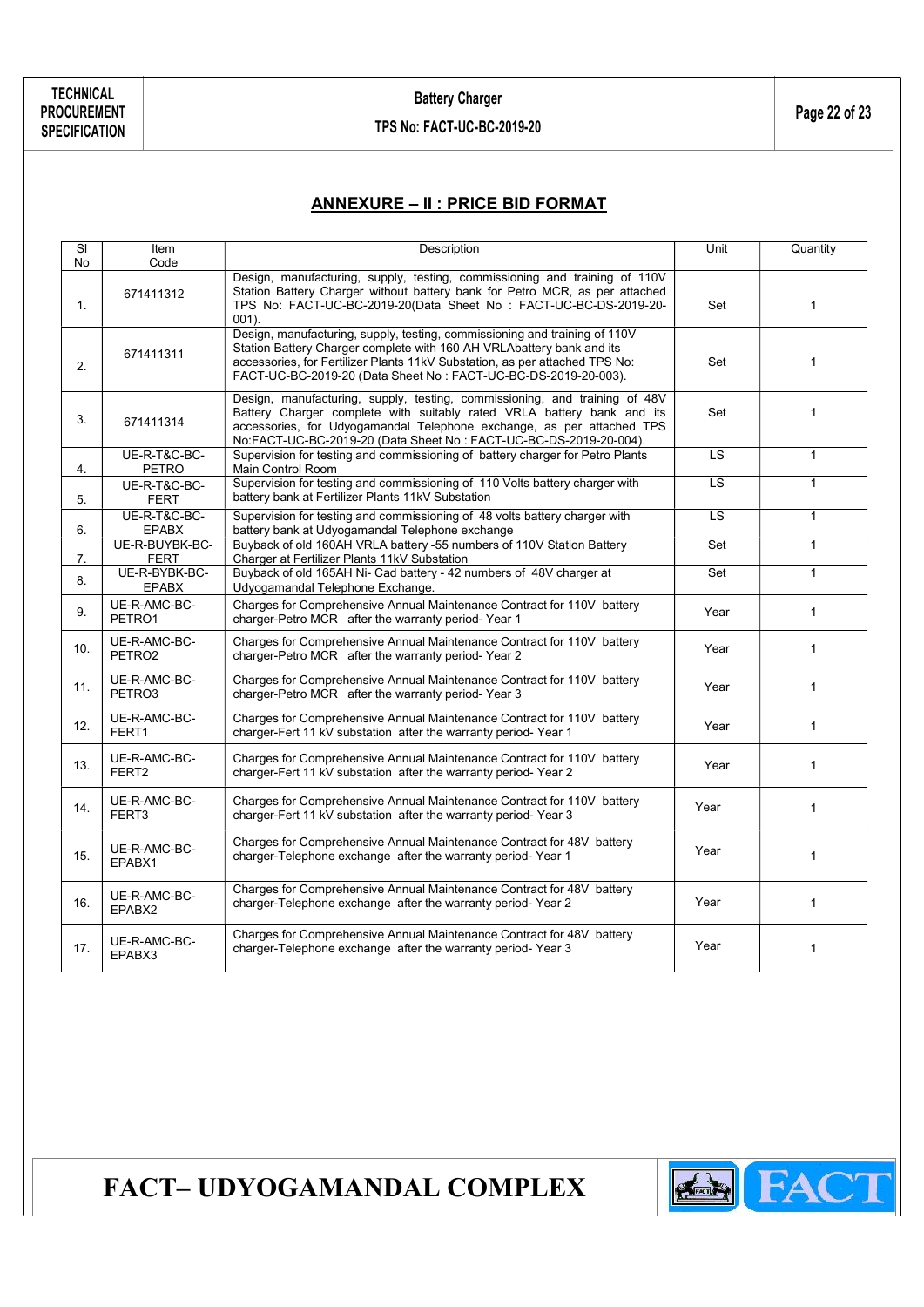## ANNEXURE – II : PRICE BID FORMAT

| Sl No | Item Code | Description | Unit | Quantity |
|---|---|---|---|---|
| 1. | 671411312 | Design, manufacturing, supply, testing, commissioning and training of 110V Station Battery Charger without battery bank for Petro MCR, as per attached TPS No: FACT-UC-BC-2019-20(Data Sheet No : FACT-UC-BC-DS-2019-20-001). | Set | 1 |
| 2. | 671411311 | Design, manufacturing, supply, testing, commissioning and training of 110V Station Battery Charger complete with 160 AH VRLAbattery bank and its accessories, for Fertilizer Plants 11kV Substation, as per attached TPS No: FACT-UC-BC-2019-20 (Data Sheet No : FACT-UC-BC-DS-2019-20-003). | Set | 1 |
| 3. | 671411314 | Design, manufacturing, supply, testing, commissioning, and training of 48V Battery Charger complete with suitably rated VRLA battery bank and its accessories, for Udyogamandal Telephone exchange, as per attached TPS No:FACT-UC-BC-2019-20 (Data Sheet No : FACT-UC-BC-DS-2019-20-004). | Set | 1 |
| 4. | UE-R-T&C-BC-PETRO | Supervision for testing and commissioning of battery charger for Petro Plants Main Control Room | LS | 1 |
| 5. | UE-R-T&C-BC-FERT | Supervision for testing and commissioning of 110 Volts battery charger with battery bank at Fertilizer Plants 11kV Substation | LS | 1 |
| 6. | UE-R-T&C-BC-EPABX | Supervision for testing and commissioning of 48 volts battery charger with battery bank at Udyogamandal Telephone exchange | LS | 1 |
| 7. | UE-R-BUYBK-BC-FERT | Buyback of old 160AH VRLA battery -55 numbers of 110V Station Battery Charger at Fertilizer Plants 11kV Substation | Set | 1 |
| 8. | UE-R-BYBK-BC-EPABX | Buyback of old 165AH Ni- Cad battery - 42 numbers of 48V charger at Udyogamandal Telephone Exchange. | Set | 1 |
| 9. | UE-R-AMC-BC-PETRO1 | Charges for Comprehensive Annual Maintenance Contract for 110V battery charger-Petro MCR after the warranty period- Year 1 | Year | 1 |
| 10. | UE-R-AMC-BC-PETRO2 | Charges for Comprehensive Annual Maintenance Contract for 110V battery charger-Petro MCR after the warranty period- Year 2 | Year | 1 |
| 11. | UE-R-AMC-BC-PETRO3 | Charges for Comprehensive Annual Maintenance Contract for 110V battery charger-Petro MCR after the warranty period- Year 3 | Year | 1 |
| 12. | UE-R-AMC-BC-FERT1 | Charges for Comprehensive Annual Maintenance Contract for 110V battery charger-Fert 11 kV substation after the warranty period- Year 1 | Year | 1 |
| 13. | UE-R-AMC-BC-FERT2 | Charges for Comprehensive Annual Maintenance Contract for 110V battery charger-Fert 11 kV substation after the warranty period- Year 2 | Year | 1 |
| 14. | UE-R-AMC-BC-FERT3 | Charges for Comprehensive Annual Maintenance Contract for 110V battery charger-Fert 11 kV substation after the warranty period- Year 3 | Year | 1 |
| 15. | UE-R-AMC-BC-EPABX1 | Charges for Comprehensive Annual Maintenance Contract for 48V battery charger-Telephone exchange after the warranty period- Year 1 | Year | 1 |
| 16. | UE-R-AMC-BC-EPABX2 | Charges for Comprehensive Annual Maintenance Contract for 48V battery charger-Telephone exchange after the warranty period- Year 2 | Year | 1 |
| 17. | UE-R-AMC-BC-EPABX3 | Charges for Comprehensive Annual Maintenance Contract for 48V battery charger-Telephone exchange after the warranty period- Year 3 | Year | 1 |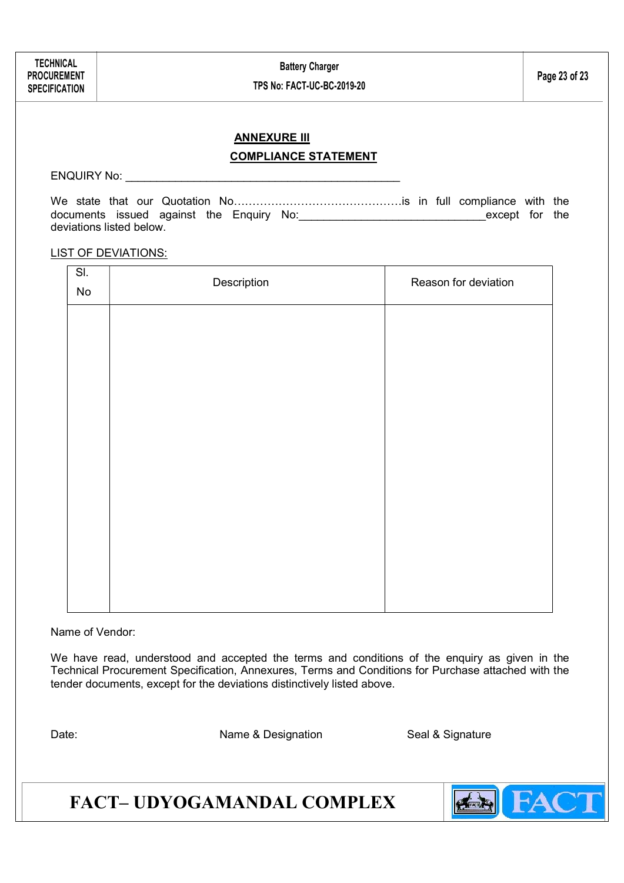## ANNEXURE III

## COMPLIANCE STATEMENT

ENQUIRY No: ____________________________________________

We state that our Quotation No……………………………………….is in full compliance with the documents issued against the Enquiry No:_____________________________except for the deviations listed below.

LIST OF DEVIATIONS:

| Sl. No | Description | Reason for deviation |
|---|---|---|
| | | |

Name of Vendor:

We have read, understood and accepted the terms and conditions of the enquiry as given in the Technical Procurement Specification, Annexures, Terms and Conditions for Purchase attached with the tender documents, except for the deviations distinctively listed above.

Date: Name & Designation Seal & Signature